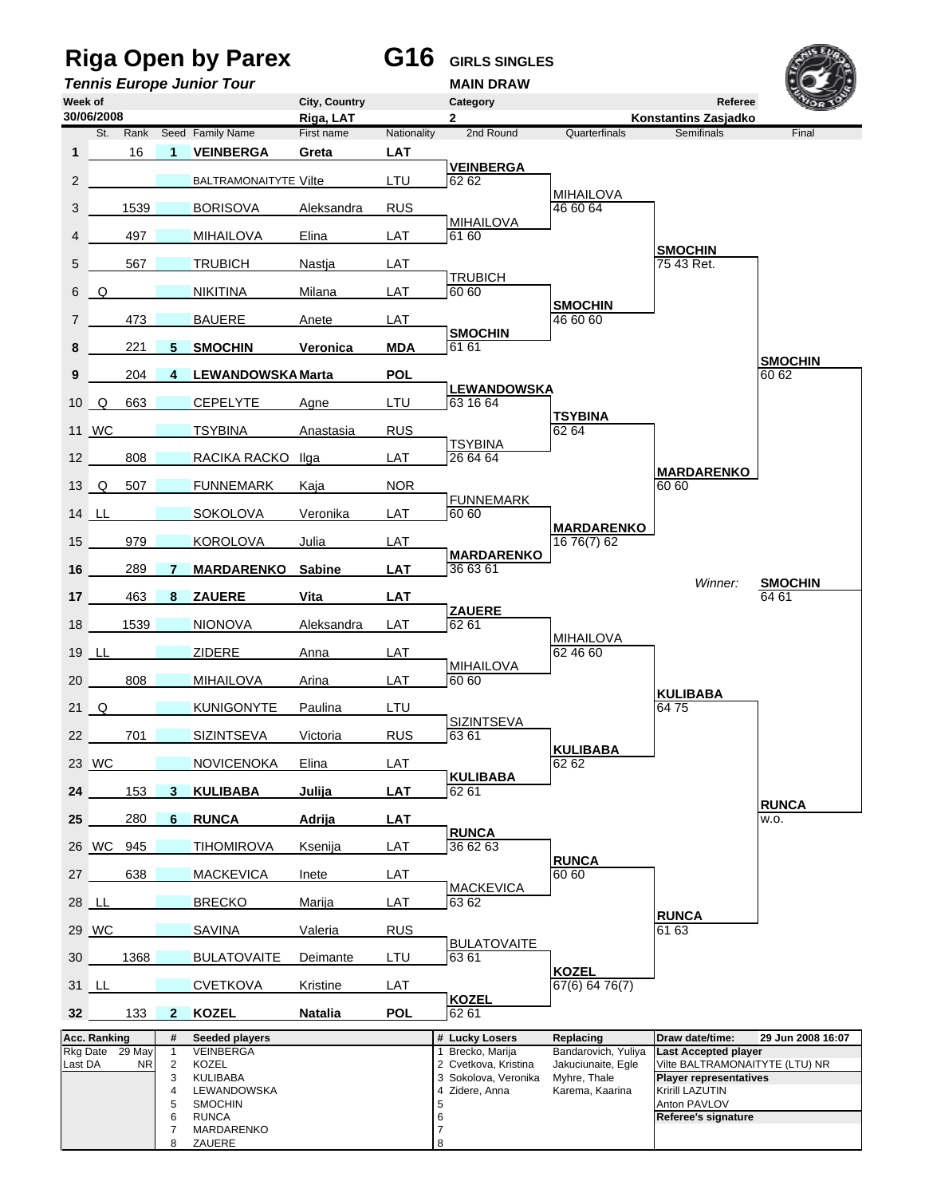# Riga Open by Parex

**G16** GIRLS SINGLES

*Tennis Europe Junior Tour*

MAIN DRAW

| Week of | City, Country | Category | Referee |
|---|---|---|---|
| 30/06/2008 | Riga, LAT | 2 | Konstantins Zasjadko |

| # | St. | Rank | Seed | Family Name | First name | Nationality | 2nd Round | Quarterfinals | Semifinals | Final |
|---|---|---|---|---|---|---|---|---|---|---|
| 1 | | 16 | 1 | **VEINBERGA** | **Greta** | **LAT** | | | | |
| 2 | | | | BALTRAMONAITYTE | Vilte | LTU | **VEINBERGA** 62 62 | | | |
| 3 | | 1539 | | BORISOVA | Aleksandra | RUS | | MIHAILOVA 46 60 64 | | |
| 4 | | 497 | | MIHAILOVA | Elina | LAT | MIHAILOVA 61 60 | | | |
| 5 | | 567 | | TRUBICH | Nastja | LAT | | | **SMOCHIN** 75 43 Ret. | |
| 6 | Q | | | NIKITINA | Milana | LAT | TRUBICH 60 60 | | | |
| 7 | | 473 | | BAUERE | Anete | LAT | | **SMOCHIN** 46 60 60 | | |
| 8 | | 221 | 5 | **SMOCHIN** | **Veronica** | **MDA** | **SMOCHIN** 61 61 | | | |
| 9 | | 204 | 4 | **LEWANDOWSKA** | **Marta** | **POL** | | | | **SMOCHIN** 60 62 |
| 10 | Q | 663 | | CEPELYTE | Agne | LTU | **LEWANDOWSKA** 63 16 64 | | | |
| 11 | WC | | | TSYBINA | Anastasia | RUS | | **TSYBINA** 62 64 | | |
| 12 | | 808 | | RACIKA RACKO | Ilga | LAT | TSYBINA 26 64 64 | | | |
| 13 | Q | 507 | | FUNNEMARK | Kaja | NOR | | | **MARDARENKO** 60 60 | |
| 14 | LL | | | SOKOLOVA | Veronika | LAT | FUNNEMARK 60 60 | | | |
| 15 | | 979 | | KOROLOVA | Julia | LAT | | **MARDARENKO** 16 76(7) 62 | | |
| 16 | | 289 | 7 | **MARDARENKO** | **Sabine** | **LAT** | **MARDARENKO** 36 63 61 | | | |
| 17 | | 463 | 8 | **ZAUERE** | **Vita** | **LAT** | | | | |
| 18 | | 1539 | | NIONOVA | Aleksandra | LAT | **ZAUERE** 62 61 | | | |
| 19 | LL | | | ZIDERE | Anna | LAT | | MIHAILOVA 62 46 60 | | |
| 20 | | 808 | | MIHAILOVA | Arina | LAT | MIHAILOVA 60 60 | | | |
| 21 | Q | | | KUNIGONYTE | Paulina | LTU | | | **KULIBABA** 64 75 | |
| 22 | | 701 | | SIZINTSEVA | Victoria | RUS | SIZINTSEVA 63 61 | | | |
| 23 | WC | | | NOVICENOKA | Elina | LAT | | **KULIBABA** 62 62 | | |
| 24 | | 153 | 3 | **KULIBABA** | **Julija** | **LAT** | **KULIBABA** 62 61 | | | |
| 25 | | 280 | 6 | **RUNCA** | **Adrija** | **LAT** | | | | **RUNCA** w.o. |
| 26 | WC | 945 | | TIHOMIROVA | Ksenija | LAT | **RUNCA** 36 62 63 | | | |
| 27 | | 638 | | MACKEVICA | Inete | LAT | | **RUNCA** 60 60 | | |
| 28 | LL | | | BRECKO | Marija | LAT | MACKEVICA 63 62 | | | |
| 29 | WC | | | SAVINA | Valeria | RUS | | | **RUNCA** 61 63 | |
| 30 | | 1368 | | BULATOVAITE | Deimante | LTU | BULATOVAITE 63 61 | | | |
| 31 | LL | | | CVETKOVA | Kristine | LAT | | **KOZEL** 67(6) 64 76(7) | | |
| 32 | | 133 | 2 | **KOZEL** | **Natalia** | **POL** | **KOZEL** 62 61 | | | |

*Winner:* **SMOCHIN** 64 61

| Acc. Ranking | | # | Seeded players | # | Lucky Losers | Replacing | Draw date/time: 29 Jun 2008 16:07 |
|---|---|---|---|---|---|---|---|
| Rkg Date | 29 May | 1 | VEINBERGA | 1 | Brecko, Marija | Bandarovich, Yuliya | **Last Accepted player** |
| Last DA | NR | 2 | KOZEL | 2 | Cvetkova, Kristina | Jakuciunaite, Egle | Vilte BALTRAMONAITYTE (LTU) NR |
| | | 3 | KULIBABA | 3 | Sokolova, Veronika | Myhre, Thale | **Player representatives** |
| | | 4 | LEWANDOWSKA | 4 | Zidere, Anna | Karema, Kaarina | Kririll LAZUTIN |
| | | 5 | SMOCHIN | 5 | | | Anton PAVLOV |
| | | 6 | RUNCA | 6 | | | **Referee's signature** |
| | | 7 | MARDARENKO | 7 | | | |
| | | 8 | ZAUERE | 8 | | | |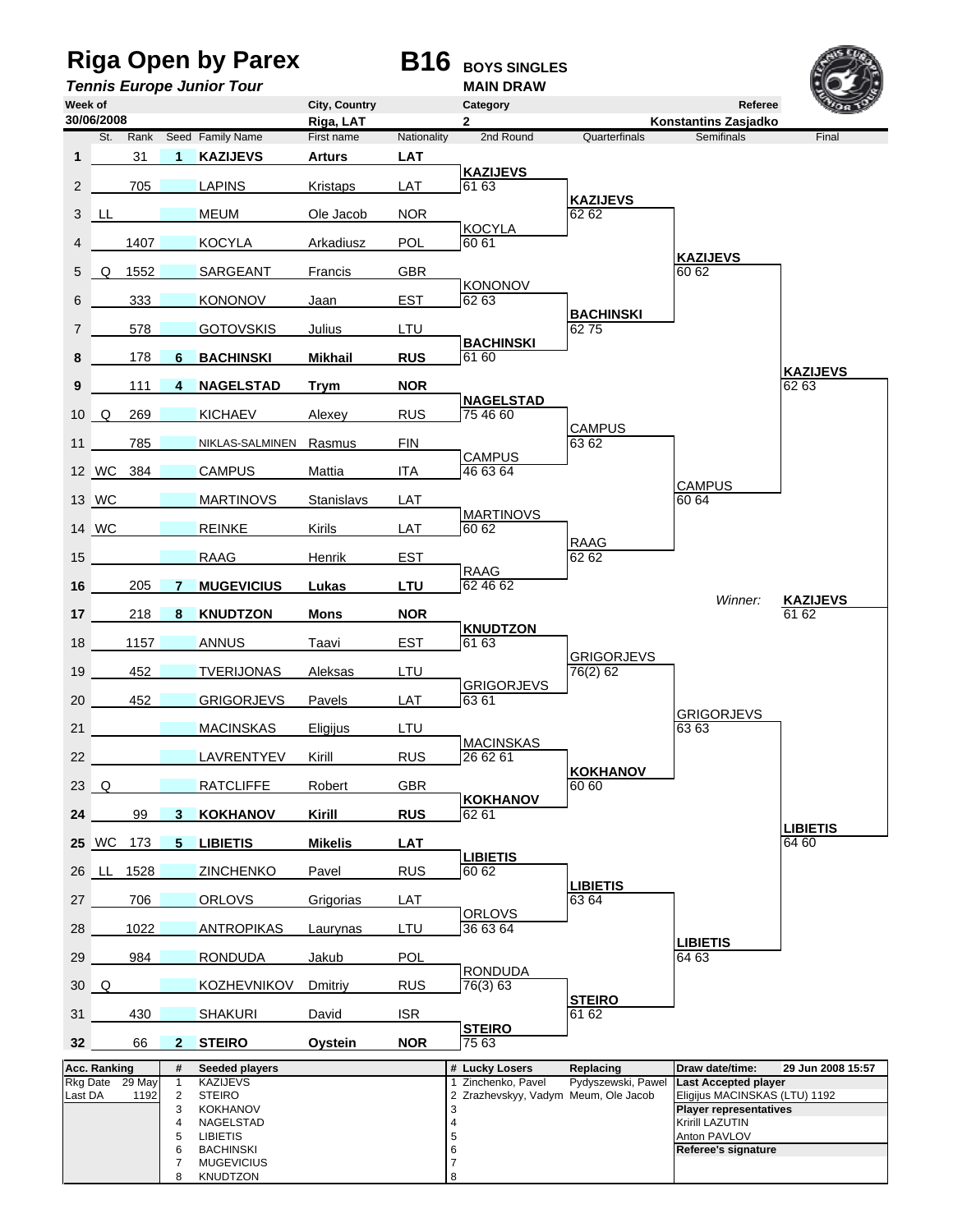# Riga Open by Parex

**B16** BOYS SINGLES

*Tennis Europe Junior Tour* — MAIN DRAW

| Week of | City, Country | Category | Referee |
|---|---|---|---|
| 30/06/2008 | Riga, LAT | 2 | Konstantins Zasjadko |

| # | St. | Rank | Seed | Family Name | First name | Nationality | 2nd Round | Quarterfinals | Semifinals | Final |
|---|---|---|---|---|---|---|---|---|---|---|
| **1** | | 31 | **1** | **KAZIJEVS** | **Arturs** | **LAT** | | | | |
| 2 | | 705 | | LAPINS | Kristaps | LAT | **KAZIJEVS** 61 63 | | | |
| 3 | LL | | | MEUM | Ole Jacob | NOR | | **KAZIJEVS** 62 62 | | |
| 4 | | 1407 | | KOCYLA | Arkadiusz | POL | KOCYLA 60 61 | | | |
| 5 | Q | 1552 | | SARGEANT | Francis | GBR | | | **KAZIJEVS** 60 62 | |
| 6 | | 333 | | KONONOV | Jaan | EST | KONONOV 62 63 | | | |
| 7 | | 578 | | GOTOVSKIS | Julius | LTU | | **BACHINSKI** 62 75 | | |
| **8** | | 178 | **6** | **BACHINSKI** | **Mikhail** | **RUS** | **BACHINSKI** 61 60 | | | |
| **9** | | 111 | **4** | **NAGELSTAD** | **Trym** | **NOR** | | | | **KAZIJEVS** 62 63 |
| 10 | Q | 269 | | KICHAEV | Alexey | RUS | **NAGELSTAD** 75 46 60 | | | |
| 11 | | 785 | | NIKLAS-SALMINEN | Rasmus | FIN | | CAMPUS 63 62 | | |
| 12 | WC | 384 | | CAMPUS | Mattia | ITA | CAMPUS 46 63 64 | | | |
| 13 | WC | | | MARTINOVS | Stanislavs | LAT | | | CAMPUS 60 64 | |
| 14 | WC | | | REINKE | Kirils | LAT | MARTINOVS 60 62 | | | |
| 15 | | | | RAAG | Henrik | EST | | RAAG 62 62 | | |
| **16** | | 205 | **7** | **MUGEVICIUS** | **Lukas** | **LTU** | RAAG 62 46 62 | | | |
| | | | | | | | | | *Winner:* | **KAZIJEVS** 61 62 |
| **17** | | 218 | **8** | **KNUDTZON** | **Mons** | **NOR** | | | | |
| 18 | | 1157 | | ANNUS | Taavi | EST | **KNUDTZON** 61 63 | | | |
| 19 | | 452 | | TVERIJONAS | Aleksas | LTU | | GRIGORJEVS 76(2) 62 | | |
| 20 | | 452 | | GRIGORJEVS | Pavels | LAT | GRIGORJEVS 63 61 | | | |
| 21 | | | | MACINSKAS | Eligijus | LTU | | | GRIGORJEVS 63 63 | |
| 22 | | | | LAVRENTYEV | Kirill | RUS | MACINSKAS 26 62 61 | | | |
| 23 | Q | | | RATCLIFFE | Robert | GBR | | **KOKHANOV** 60 60 | | |
| **24** | | 99 | **3** | **KOKHANOV** | **Kirill** | **RUS** | **KOKHANOV** 62 61 | | | |
| **25** | WC | 173 | **5** | **LIBIETIS** | **Mikelis** | **LAT** | | | | **LIBIETIS** 64 60 |
| 26 | LL | 1528 | | ZINCHENKO | Pavel | RUS | **LIBIETIS** 60 62 | | | |
| 27 | | 706 | | ORLOVS | Grigorias | LAT | | **LIBIETIS** 63 64 | | |
| 28 | | 1022 | | ANTROPIKAS | Laurynas | LTU | ORLOVS 36 63 64 | | | |
| 29 | | 984 | | RONDUDA | Jakub | POL | | | **LIBIETIS** 64 63 | |
| 30 | Q | | | KOZHEVNIKOV | Dmitriy | RUS | RONDUDA 76(3) 63 | | | |
| 31 | | 430 | | SHAKURI | David | ISR | | **STEIRO** 61 62 | | |
| **32** | | 66 | **2** | **STEIRO** | **Oystein** | **NOR** | **STEIRO** 75 63 | | | |

| Acc. Ranking | | # | Seeded players | # | Lucky Losers | Replacing | Draw date/time: 29 Jun 2008 15:57 |
|---|---|---|---|---|---|---|---|
| Rkg Date | 29 May | 1 | KAZIJEVS | 1 | Zinchenko, Pavel | Pydyszewski, Pawel | **Last Accepted player** |
| Last DA | 1192 | 2 | STEIRO | 2 | Zrazhevskyy, Vadym | Meum, Ole Jacob | Eligijus MACINSKAS (LTU) 1192 |
| | | 3 | KOKHANOV | 3 | | | **Player representatives** |
| | | 4 | NAGELSTAD | 4 | | | Kririll LAZUTIN |
| | | 5 | LIBIETIS | 5 | | | Anton PAVLOV |
| | | 6 | BACHINSKI | 6 | | | **Referee's signature** |
| | | 7 | MUGEVICIUS | 7 | | | |
| | | 8 | KNUDTZON | 8 | | | |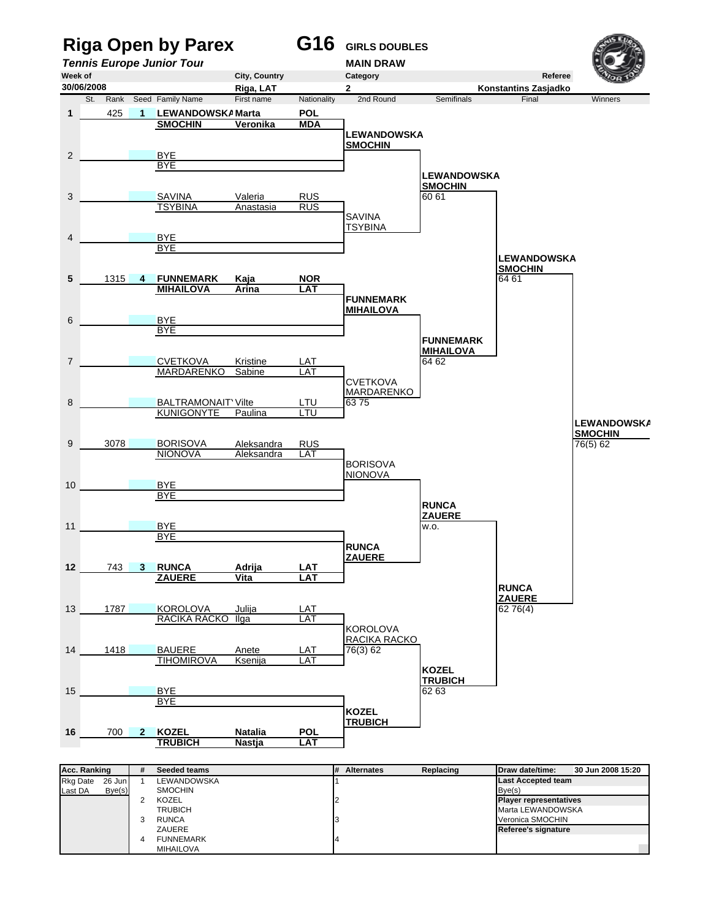# Riga Open by Parex — G16 GIRLS DOUBLES

***Tennis Europe Junior Tour*** — **MAIN DRAW**

| Week of | City, Country | Category | Referee |
|---|---|---|---|
| 30/06/2008 | Riga, LAT | 2 | Konstantins Zasjadko |

| St. | Rank | Seed | Family Name | First name | Nationality | 2nd Round | Semifinals | Final | Winners |
|---|---|---|---|---|---|---|---|---|---|
| 1 | 425 | 1 | **LEWANDOWSKA** | **Marta** | **POL** | | | | |
| | | | **SMOCHIN** | **Veronika** | **MDA** | **LEWANDOWSKA SMOCHIN** | | | |
| 2 | | | BYE | | | | | | |
| | | | BYE | | | | **LEWANDOWSKA SMOCHIN** 60 61 | | |
| 3 | | | SAVINA | Valeria | RUS | | | | |
| | | | TSYBINA | Anastasia | RUS | SAVINA TSYBINA | | | |
| 4 | | | BYE | | | | | | |
| | | | BYE | | | | | **LEWANDOWSKA SMOCHIN** 64 61 | |
| 5 | 1315 | 4 | **FUNNEMARK** | **Kaja** | **NOR** | | | | |
| | | | **MIHAILOVA** | **Arina** | **LAT** | **FUNNEMARK MIHAILOVA** | | | |
| 6 | | | BYE | | | | | | |
| | | | BYE | | | | **FUNNEMARK MIHAILOVA** 64 62 | | |
| 7 | | | CVETKOVA | Kristine | LAT | | | | |
| | | | MARDARENKO | Sabine | LAT | CVETKOVA MARDARENKO 63 75 | | | |
| 8 | | | BALTRAMONAITY | Vilte | LTU | | | | |
| | | | KUNIGONYTE | Paulina | LTU | | | | **LEWANDOWSKA SMOCHIN** 76(5) 62 |
| 9 | 3078 | | BORISOVA | Aleksandra | RUS | | | | |
| | | | NIONOVA | Aleksandra | LAT | BORISOVA NIONOVA | | | |
| 10 | | | BYE | | | | | | |
| | | | BYE | | | | **RUNCA ZAUERE** w.o. | | |
| 11 | | | BYE | | | | | | |
| | | | BYE | | | **RUNCA ZAUERE** | | | |
| 12 | 743 | 3 | **RUNCA** | **Adrija** | **LAT** | | | | |
| | | | **ZAUERE** | **Vita** | **LAT** | | | **RUNCA ZAUERE** 62 76(4) | |
| 13 | 1787 | | KOROLOVA | Julija | LAT | | | | |
| | | | RACIKA RACKO | Ilga | LAT | KOROLOVA RACIKA RACKO 76(3) 62 | | | |
| 14 | 1418 | | BAUERE | Anete | LAT | | | | |
| | | | TIHOMIROVA | Ksenija | LAT | | **KOZEL TRUBICH** 62 63 | | |
| 15 | | | BYE | | | | | | |
| | | | BYE | | | **KOZEL TRUBICH** | | | |
| 16 | 700 | 2 | **KOZEL** | **Natalia** | **POL** | | | | |
| | | | **TRUBICH** | **Nastja** | **LAT** | | | | |

| Acc. Ranking | | # | Seeded teams | # | Alternates | Replacing | Draw date/time: | 30 Jun 2008 15:20 |
|---|---|---|---|---|---|---|---|---|
| Rkg Date | 26 Jun | 1 | LEWANDOWSKA | 1 | | | **Last Accepted team** | |
| Last DA | Bye(s) | | SMOCHIN | | | | Bye(s) | |
| | | 2 | KOZEL | 2 | | | **Player representatives** | |
| | | | TRUBICH | | | | Marta LEWANDOWSKA | |
| | | 3 | RUNCA | 3 | | | Veronica SMOCHIN | |
| | | | ZAUERE | | | | **Referee's signature** | |
| | | 4 | FUNNEMARK | 4 | | | | |
| | | | MIHAILOVA | | | | | |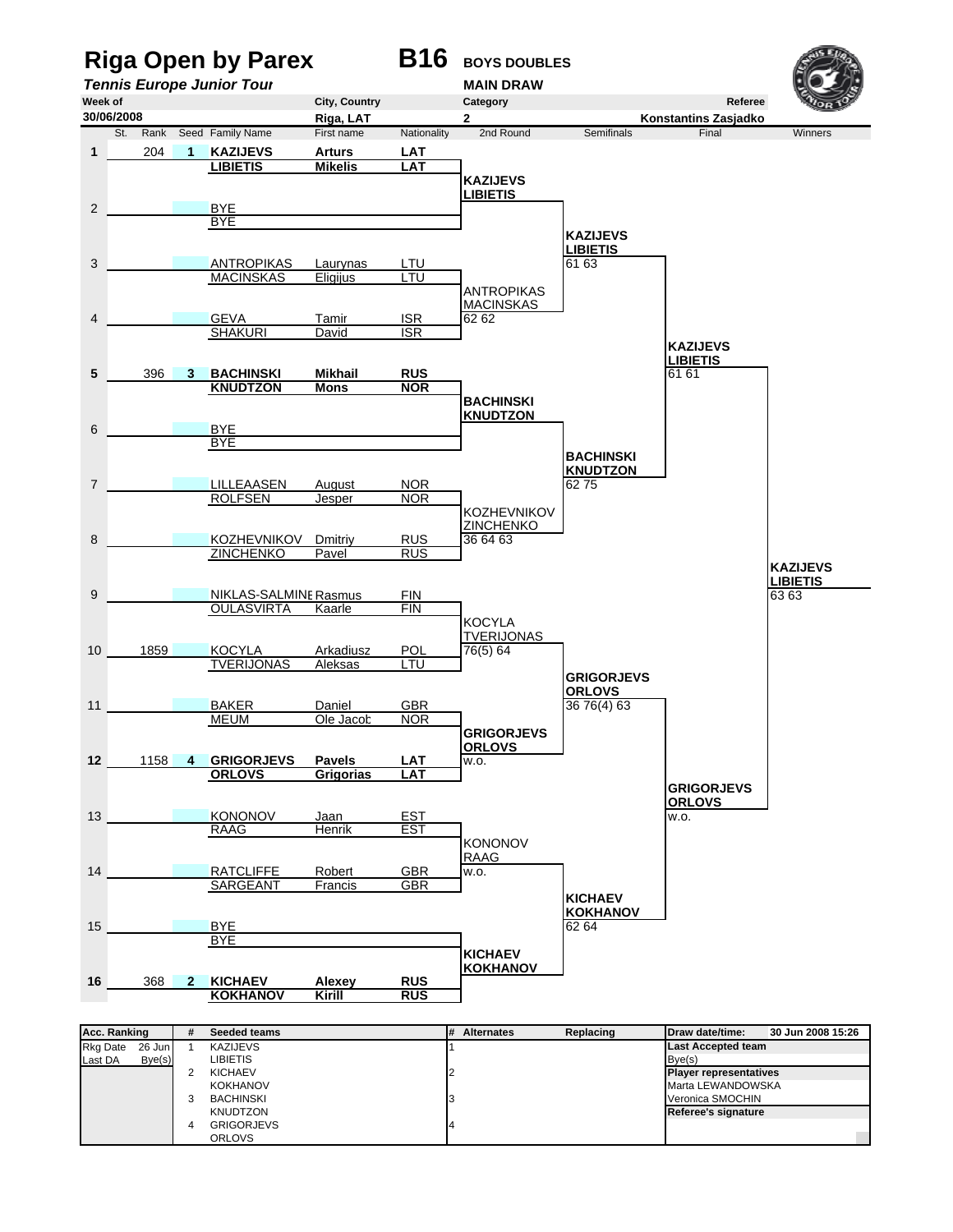# Riga Open by Parex

**B16** BOYS DOUBLES

*Tennis Europe Junior Tour*

MAIN DRAW

| Week of | City, Country | Category | Referee |
|---|---|---|---|
| 30/06/2008 | Riga, LAT | 2 | Konstantins Zasjadko |

| # | St. | Rank | Seed | Family Name | First name | Nationality |
|---|---|---|---|---|---|---|
| 1 | | 204 | 1 | **KAZIJEVS** | **Arturs** | **LAT** |
| | | | | **LIBIETIS** | **Mikelis** | **LAT** |
| 2 | | | | BYE | | |
| | | | | BYE | | |
| 3 | | | | ANTROPIKAS | Laurynas | LTU |
| | | | | MACINSKAS | Eligijus | LTU |
| 4 | | | | GEVA | Tamir | ISR |
| | | | | SHAKURI | David | ISR |
| 5 | | 396 | 3 | **BACHINSKI** | **Mikhail** | **RUS** |
| | | | | **KNUDTZON** | **Mons** | **NOR** |
| 6 | | | | BYE | | |
| | | | | BYE | | |
| 7 | | | | LILLEAASEN | August | NOR |
| | | | | ROLFSEN | Jesper | NOR |
| 8 | | | | KOZHEVNIKOV | Dmitriy | RUS |
| | | | | ZINCHENKO | Pavel | RUS |
| 9 | | | | NIKLAS-SALMINE | Rasmus | FIN |
| | | | | OULASVIRTA | Kaarle | FIN |
| 10 | | 1859 | | KOCYLA | Arkadiusz | POL |
| | | | | TVERIJONAS | Aleksas | LTU |
| 11 | | | | BAKER | Daniel | GBR |
| | | | | MEUM | Ole Jacob | NOR |
| 12 | | 1158 | 4 | **GRIGORJEVS** | **Pavels** | **LAT** |
| | | | | **ORLOVS** | **Grigorias** | **LAT** |
| 13 | | | | KONONOV | Jaan | EST |
| | | | | RAAG | Henrik | EST |
| 14 | | | | RATCLIFFE | Robert | GBR |
| | | | | SARGEANT | Francis | GBR |
| 15 | | | | BYE | | |
| | | | | BYE | | |
| 16 | | 368 | 2 | **KICHAEV** | **Alexey** | **RUS** |
| | | | | **KOKHANOV** | **Kirill** | **RUS** |

**2nd Round**

- KAZIJEVS / LIBIETIS
- ANTROPIKAS / MACINSKAS 62 62
- BACHINSKI / KNUDTZON
- KOZHEVNIKOV / ZINCHENKO 36 64 63
- KOCYLA / TVERIJONAS 76(5) 64
- GRIGORJEVS / ORLOVS w.o.
- KONONOV / RAAG w.o.
- KICHAEV / KOKHANOV

**Semifinals**

- KAZIJEVS / LIBIETIS 61 63
- BACHINSKI / KNUDTZON 62 75
- GRIGORJEVS / ORLOVS 36 76(4) 63
- KICHAEV / KOKHANOV 62 64

**Final**

- KAZIJEVS / LIBIETIS 61 61
- GRIGORJEVS / ORLOVS w.o.

**Winners**

- KAZIJEVS / LIBIETIS 63 63

| Acc. Ranking | | # | Seeded teams | # | Alternates | Replacing | |
|---|---|---|---|---|---|---|---|
| Rkg Date | 26 Jun | 1 | KAZIJEVS | 1 | | | Draw date/time: 30 Jun 2008 15:26 |
| Last DA | Bye(s) | | LIBIETIS | | | | **Last Accepted team** Bye(s) |
| | | 2 | KICHAEV | 2 | | | **Player representatives** |
| | | | KOKHANOV | | | | Marta LEWANDOWSKA |
| | | 3 | BACHINSKI | 3 | | | Veronica SMOCHIN |
| | | | KNUDTZON | | | | **Referee's signature** |
| | | 4 | GRIGORJEVS | 4 | | | |
| | | | ORLOVS | | | | |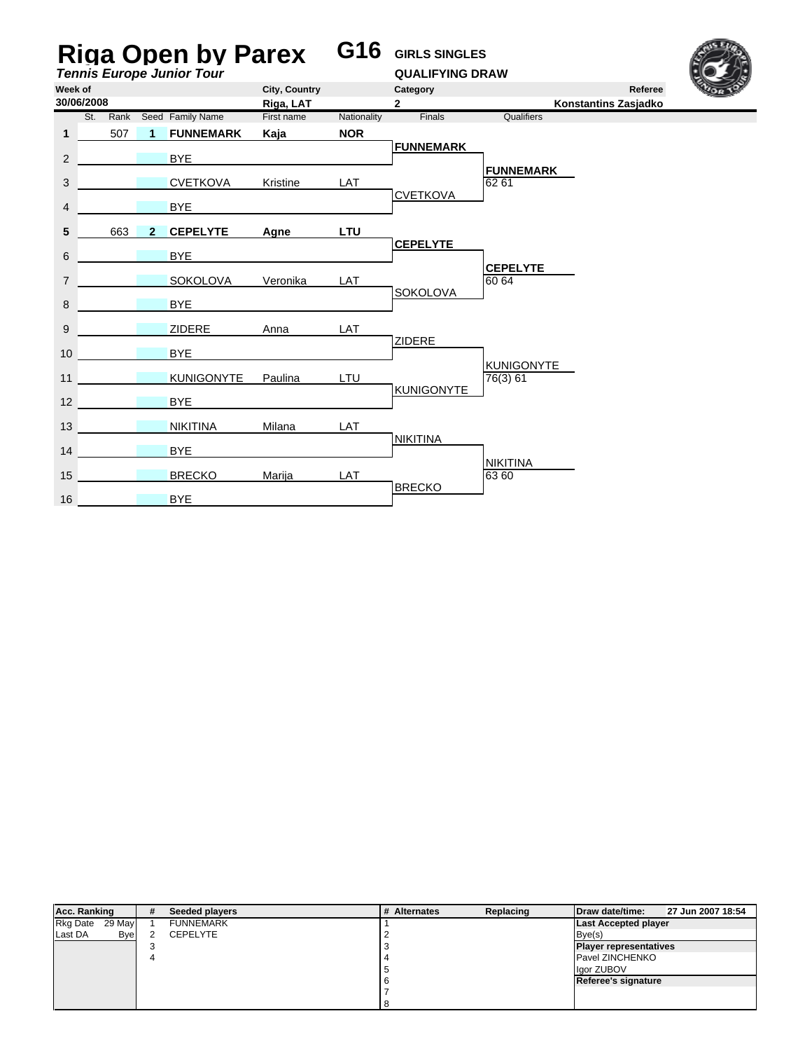# Riga Open by Parex

**G16** GIRLS SINGLES

*Tennis Europe Junior Tour*

QUALIFYING DRAW

| Week of | City, Country | Category | Referee |
|---|---|---|---|
| 30/06/2008 | Riga, LAT | 2 | Konstantins Zasjadko |

| | St. | Rank | Seed | Family Name | First name | Nationality | Finals | Qualifiers |
|---|---|---|---|---|---|---|---|---|
| 1 | | 507 | 1 | **FUNNEMARK** | **Kaja** | **NOR** | | |
| | | | | | | | **FUNNEMARK** | |
| 2 | | | | BYE | | | | |
| | | | | | | | | **FUNNEMARK** 62 61 |
| 3 | | | | CVETKOVA | Kristine | LAT | | |
| | | | | | | | CVETKOVA | |
| 4 | | | | BYE | | | | |
| 5 | | 663 | 2 | **CEPELYTE** | **Agne** | **LTU** | | |
| | | | | | | | **CEPELYTE** | |
| 6 | | | | BYE | | | | |
| | | | | | | | | **CEPELYTE** 60 64 |
| 7 | | | | SOKOLOVA | Veronika | LAT | | |
| | | | | | | | SOKOLOVA | |
| 8 | | | | BYE | | | | |
| 9 | | | | ZIDERE | Anna | LAT | | |
| | | | | | | | ZIDERE | |
| 10 | | | | BYE | | | | |
| | | | | | | | | KUNIGONYTE 76(3) 61 |
| 11 | | | | KUNIGONYTE | Paulina | LTU | | |
| | | | | | | | KUNIGONYTE | |
| 12 | | | | BYE | | | | |
| 13 | | | | NIKITINA | Milana | LAT | | |
| | | | | | | | NIKITINA | |
| 14 | | | | BYE | | | | |
| | | | | | | | | NIKITINA 63 60 |
| 15 | | | | BRECKO | Marija | LAT | | |
| | | | | | | | BRECKO | |
| 16 | | | | BYE | | | | |

| Acc. Ranking | | # | Seeded players | # | Alternates | Replacing | Draw date/time: 27 Jun 2007 18:54 |
|---|---|---|---|---|---|---|---|
| Rkg Date | 29 May | 1 | FUNNEMARK | 1 | | | **Last Accepted player** |
| Last DA | Bye | 2 | CEPELYTE | 2 | | | Bye(s) |
| | | 3 | | 3 | | | **Player representatives** |
| | | 4 | | 4 | | | Pavel ZINCHENKO |
| | | | | 5 | | | Igor ZUBOV |
| | | | | 6 | | | **Referee's signature** |
| | | | | 7 | | | |
| | | | | 8 | | | |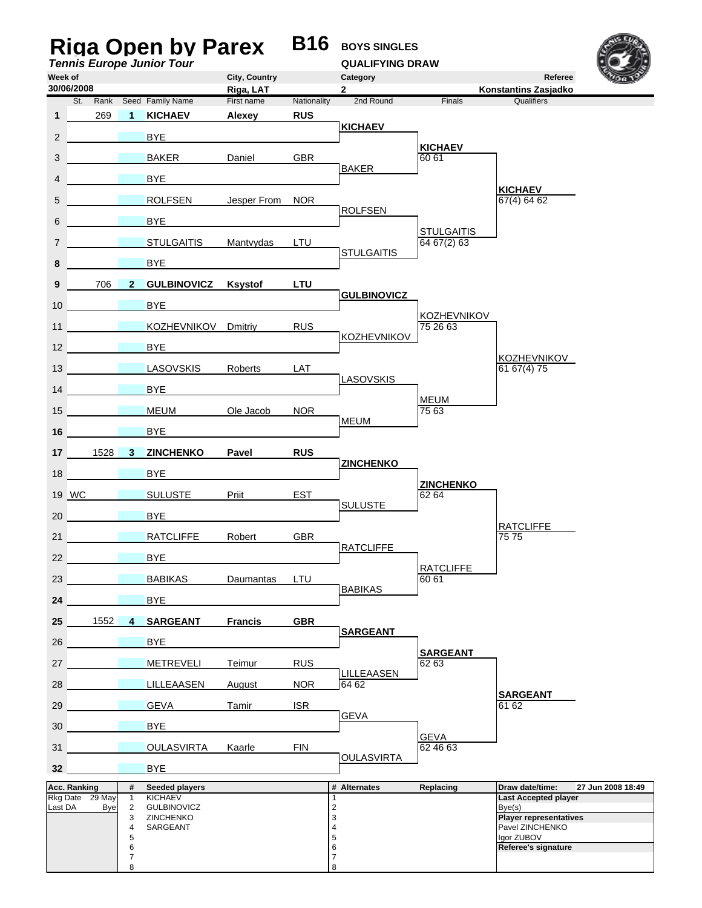# Riga Open by Parex

*Tennis Europe Junior Tour*

**B16** BOYS SINGLES

QUALIFYING DRAW

| Week of | City, Country | Category | Referee |
|---|---|---|---|
| 30/06/2008 | Riga, LAT | 2 | Konstantins Zasjadko |

| # | St. | Rank | Seed | Family Name | First name | Nationality | 2nd Round | Finals | Qualifiers |
|---|---|---|---|---|---|---|---|---|---|
| 1 | | 269 | 1 | **KICHAEV** | **Alexey** | **RUS** | **KICHAEV** | | |
| 2 | | | | BYE | | | | **KICHAEV** 60 61 | |
| 3 | | | | BAKER | Daniel | GBR | BAKER | | |
| 4 | | | | BYE | | | | | **KICHAEV** 67(4) 64 62 |
| 5 | | | | ROLFSEN | Jesper From | NOR | ROLFSEN | | |
| 6 | | | | BYE | | | | STULGAITIS 64 67(2) 63 | |
| 7 | | | | STULGAITIS | Mantvydas | LTU | STULGAITIS | | |
| 8 | | | | BYE | | | | | |
| 9 | | 706 | 2 | **GULBINOVICZ** | **Ksystof** | **LTU** | **GULBINOVICZ** | | |
| 10 | | | | BYE | | | | KOZHEVNIKOV 75 26 63 | |
| 11 | | | | KOZHEVNIKOV | Dmitriy | RUS | KOZHEVNIKOV | | |
| 12 | | | | BYE | | | | | KOZHEVNIKOV 61 67(4) 75 |
| 13 | | | | LASOVSKIS | Roberts | LAT | LASOVSKIS | | |
| 14 | | | | BYE | | | | MEUM 75 63 | |
| 15 | | | | MEUM | Ole Jacob | NOR | MEUM | | |
| 16 | | | | BYE | | | | | |
| 17 | | 1528 | 3 | **ZINCHENKO** | **Pavel** | **RUS** | **ZINCHENKO** | | |
| 18 | | | | BYE | | | | **ZINCHENKO** 62 64 | |
| 19 | WC | | | SULUSTE | Priit | EST | SULUSTE | | |
| 20 | | | | BYE | | | | | RATCLIFFE 75 75 |
| 21 | | | | RATCLIFFE | Robert | GBR | RATCLIFFE | | |
| 22 | | | | BYE | | | | RATCLIFFE 60 61 | |
| 23 | | | | BABIKAS | Daumantas | LTU | BABIKAS | | |
| 24 | | | | BYE | | | | | |
| 25 | | 1552 | 4 | **SARGEANT** | **Francis** | **GBR** | **SARGEANT** | | |
| 26 | | | | BYE | | | | **SARGEANT** 62 63 | |
| 27 | | | | METREVELI | Teimur | RUS | LILLEAASEN 64 62 | | |
| 28 | | | | LILLEAASEN | August | NOR | | | **SARGEANT** 61 62 |
| 29 | | | | GEVA | Tamir | ISR | GEVA | | |
| 30 | | | | BYE | | | | GEVA 62 46 63 | |
| 31 | | | | OULASVIRTA | Kaarle | FIN | OULASVIRTA | | |
| 32 | | | | BYE | | | | | |

| Acc. Ranking | | # | Seeded players | # | Alternates | Replacing | Draw date/time: 27 Jun 2008 18:49 |
|---|---|---|---|---|---|---|---|
| Rkg Date | 29 May | 1 | KICHAEV | 1 | | | **Last Accepted player** |
| Last DA | Bye | 2 | GULBINOVICZ | 2 | | | Bye(s) |
| | | 3 | ZINCHENKO | 3 | | | **Player representatives** |
| | | 4 | SARGEANT | 4 | | | Pavel ZINCHENKO |
| | | 5 | | 5 | | | Igor ZUBOV |
| | | 6 | | 6 | | | **Referee's signature** |
| | | 7 | | 7 | | | |
| | | 8 | | 8 | | | |